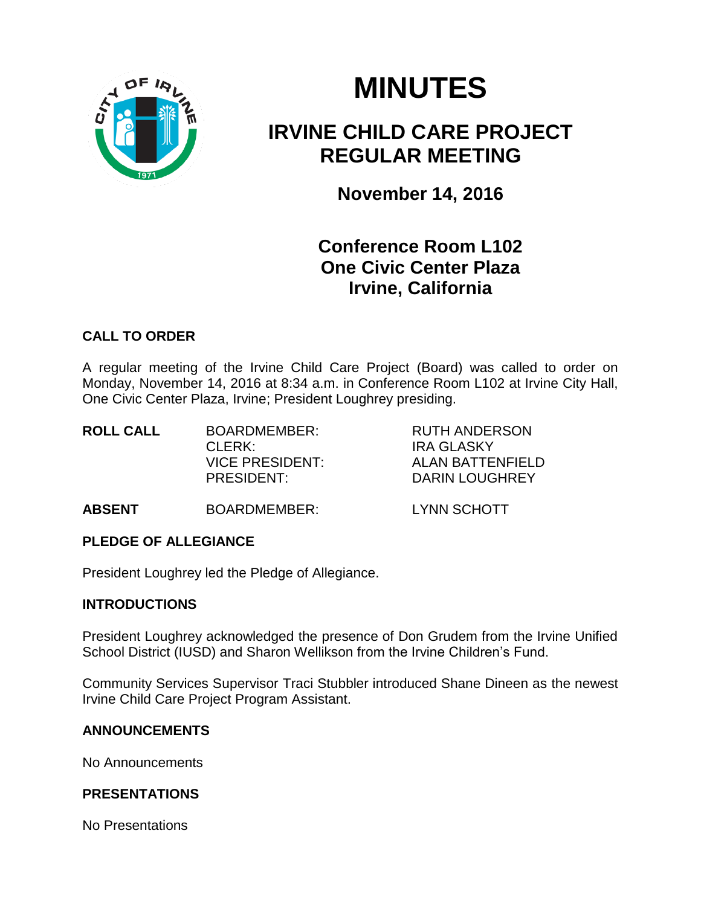# MINUTES

## IRVINE CHILD CARE PROJECT REGULAR MEETING

### November 14, 2016

### Conference Room L102
### One Civic Center Plaza
### Irvine, California

**CALL TO ORDER**

A regular meeting of the Irvine Child Care Project (Board) was called to order on Monday, November 14, 2016 at 8:34 a.m. in Conference Room L102 at Irvine City Hall, One Civic Center Plaza, Irvine; President Loughrey presiding.

| | | |
|---|---|---|
| **ROLL CALL** | BOARDMEMBER: | RUTH ANDERSON |
| | CLERK: | IRA GLASKY |
| | VICE PRESIDENT: | ALAN BATTENFIELD |
| | PRESIDENT: | DARIN LOUGHREY |
| **ABSENT** | BOARDMEMBER: | LYNN SCHOTT |

**PLEDGE OF ALLEGIANCE**

President Loughrey led the Pledge of Allegiance.

**INTRODUCTIONS**

President Loughrey acknowledged the presence of Don Grudem from the Irvine Unified School District (IUSD) and Sharon Wellikson from the Irvine Children's Fund.

Community Services Supervisor Traci Stubbler introduced Shane Dineen as the newest Irvine Child Care Project Program Assistant.

**ANNOUNCEMENTS**

No Announcements

**PRESENTATIONS**

No Presentations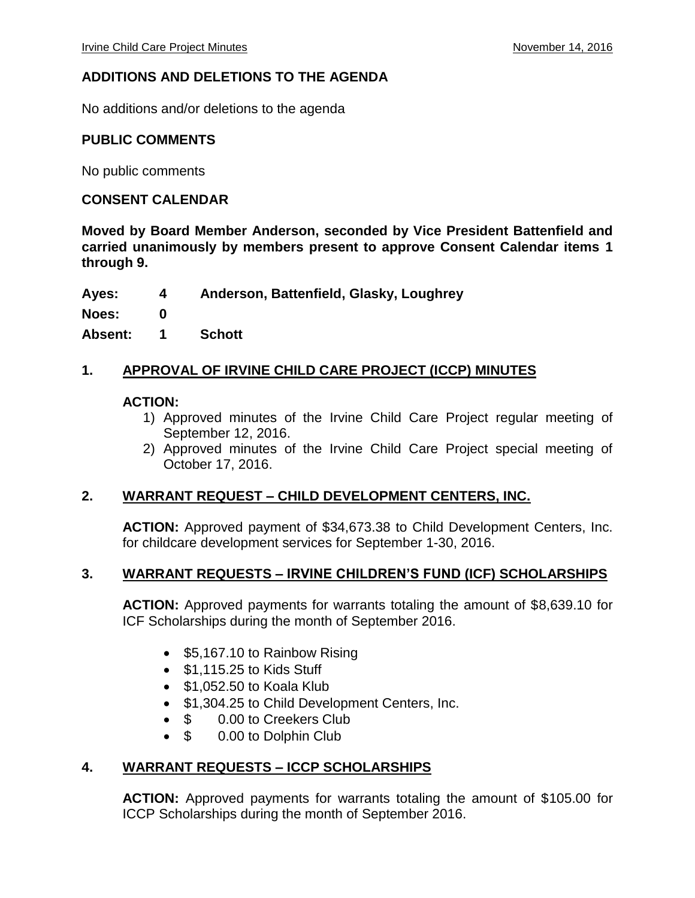## ADDITIONS AND DELETIONS TO THE AGENDA

No additions and/or deletions to the agenda

## PUBLIC COMMENTS

No public comments

## CONSENT CALENDAR

**Moved by Board Member Anderson, seconded by Vice President Battenfield and carried unanimously by members present to approve Consent Calendar items 1 through 9.**

| | | |
|---|---|---|
| **Ayes:** | **4** | **Anderson, Battenfield, Glasky, Loughrey** |
| **Noes:** | **0** | |
| **Absent:** | **1** | **Schott** |

### 1. APPROVAL OF IRVINE CHILD CARE PROJECT (ICCP) MINUTES

**ACTION:**

1) Approved minutes of the Irvine Child Care Project regular meeting of September 12, 2016.
2) Approved minutes of the Irvine Child Care Project special meeting of October 17, 2016.

### 2. WARRANT REQUEST – CHILD DEVELOPMENT CENTERS, INC.

**ACTION:** Approved payment of $34,673.38 to Child Development Centers, Inc. for childcare development services for September 1-30, 2016.

### 3. WARRANT REQUESTS – IRVINE CHILDREN'S FUND (ICF) SCHOLARSHIPS

**ACTION:** Approved payments for warrants totaling the amount of $8,639.10 for ICF Scholarships during the month of September 2016.

- $5,167.10 to Rainbow Rising
- $1,115.25 to Kids Stuff
- $1,052.50 to Koala Klub
- $1,304.25 to Child Development Centers, Inc.
- $ 0.00 to Creekers Club
- $ 0.00 to Dolphin Club

### 4. WARRANT REQUESTS – ICCP SCHOLARSHIPS

**ACTION:** Approved payments for warrants totaling the amount of $105.00 for ICCP Scholarships during the month of September 2016.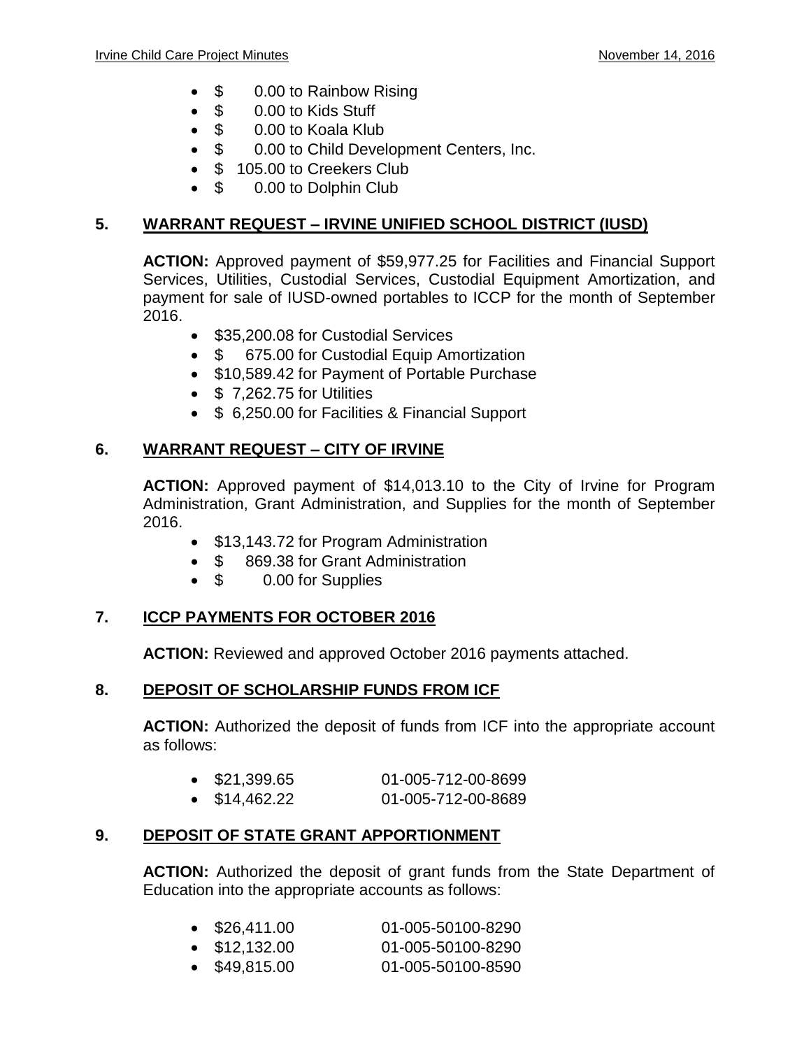- $ 0.00 to Rainbow Rising
- $ 0.00 to Kids Stuff
- $ 0.00 to Koala Klub
- $ 0.00 to Child Development Centers, Inc.
- $ 105.00 to Creekers Club
- $ 0.00 to Dolphin Club

## 5. WARRANT REQUEST – IRVINE UNIFIED SCHOOL DISTRICT (IUSD)

**ACTION:** Approved payment of $59,977.25 for Facilities and Financial Support Services, Utilities, Custodial Services, Custodial Equipment Amortization, and payment for sale of IUSD-owned portables to ICCP for the month of September 2016.

- $35,200.08 for Custodial Services
- $ 675.00 for Custodial Equip Amortization
- $10,589.42 for Payment of Portable Purchase
- $ 7,262.75 for Utilities
- $ 6,250.00 for Facilities & Financial Support

## 6. WARRANT REQUEST – CITY OF IRVINE

**ACTION:** Approved payment of $14,013.10 to the City of Irvine for Program Administration, Grant Administration, and Supplies for the month of September 2016.

- $13,143.72 for Program Administration
- $ 869.38 for Grant Administration
- $ 0.00 for Supplies

## 7. ICCP PAYMENTS FOR OCTOBER 2016

**ACTION:** Reviewed and approved October 2016 payments attached.

## 8. DEPOSIT OF SCHOLARSHIP FUNDS FROM ICF

**ACTION:** Authorized the deposit of funds from ICF into the appropriate account as follows:

- $21,399.65 01-005-712-00-8699
- $14,462.22 01-005-712-00-8689

## 9. DEPOSIT OF STATE GRANT APPORTIONMENT

**ACTION:** Authorized the deposit of grant funds from the State Department of Education into the appropriate accounts as follows:

- $26,411.00 01-005-50100-8290
- $12,132.00 01-005-50100-8290
- $49,815.00 01-005-50100-8590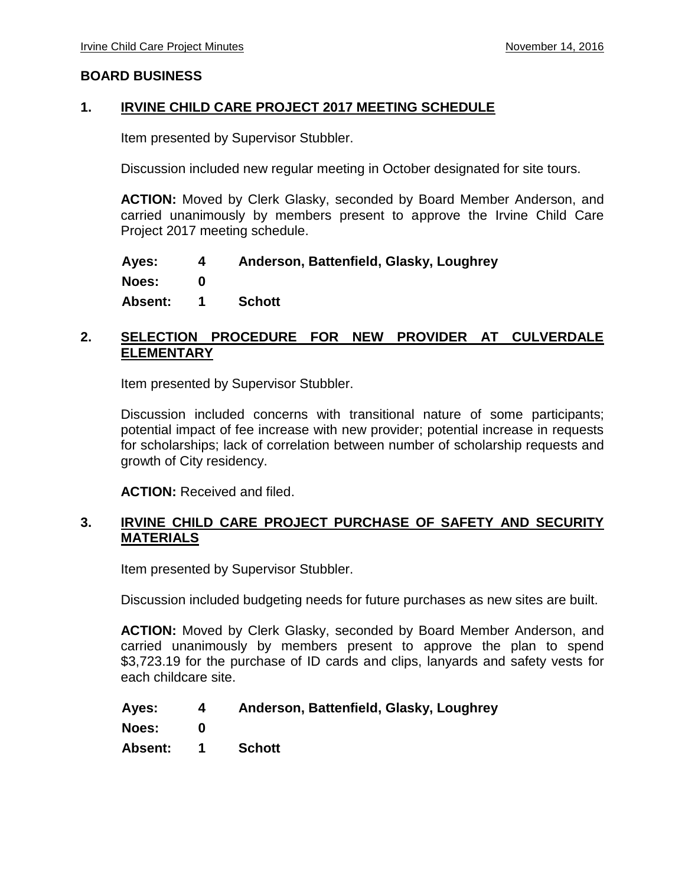## BOARD BUSINESS

### 1. IRVINE CHILD CARE PROJECT 2017 MEETING SCHEDULE

Item presented by Supervisor Stubbler.

Discussion included new regular meeting in October designated for site tours.

**ACTION:** Moved by Clerk Glasky, seconded by Board Member Anderson, and carried unanimously by members present to approve the Irvine Child Care Project 2017 meeting schedule.

| | | |
|---|---|---|
| **Ayes:** | **4** | **Anderson, Battenfield, Glasky, Loughrey** |
| **Noes:** | **0** | |
| **Absent:** | **1** | **Schott** |

### 2. SELECTION PROCEDURE FOR NEW PROVIDER AT CULVERDALE ELEMENTARY

Item presented by Supervisor Stubbler.

Discussion included concerns with transitional nature of some participants; potential impact of fee increase with new provider; potential increase in requests for scholarships; lack of correlation between number of scholarship requests and growth of City residency.

**ACTION:** Received and filed.

### 3. IRVINE CHILD CARE PROJECT PURCHASE OF SAFETY AND SECURITY MATERIALS

Item presented by Supervisor Stubbler.

Discussion included budgeting needs for future purchases as new sites are built.

**ACTION:** Moved by Clerk Glasky, seconded by Board Member Anderson, and carried unanimously by members present to approve the plan to spend $3,723.19 for the purchase of ID cards and clips, lanyards and safety vests for each childcare site.

| | | |
|---|---|---|
| **Ayes:** | **4** | **Anderson, Battenfield, Glasky, Loughrey** |
| **Noes:** | **0** | |
| **Absent:** | **1** | **Schott** |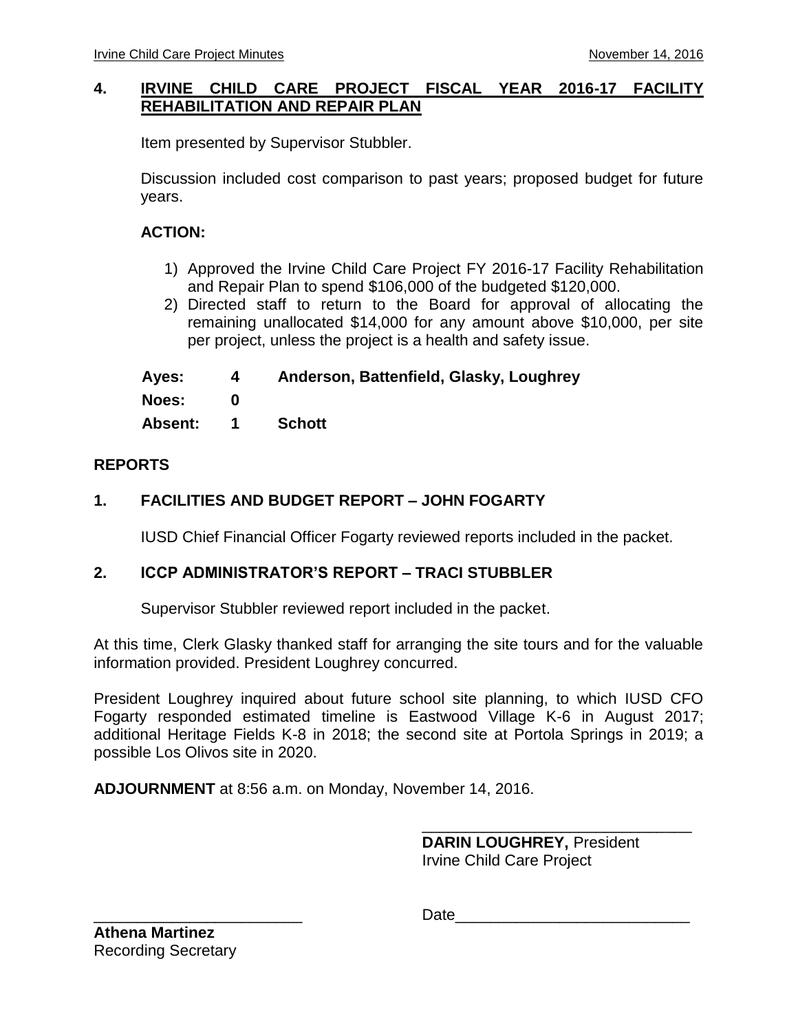## 4. IRVINE CHILD CARE PROJECT FISCAL YEAR 2016-17 FACILITY REHABILITATION AND REPAIR PLAN

Item presented by Supervisor Stubbler.

Discussion included cost comparison to past years; proposed budget for future years.

**ACTION:**

1) Approved the Irvine Child Care Project FY 2016-17 Facility Rehabilitation and Repair Plan to spend $106,000 of the budgeted $120,000.
2) Directed staff to return to the Board for approval of allocating the remaining unallocated $14,000 for any amount above $10,000, per site per project, unless the project is a health and safety issue.

| | | |
|---|---|---|
| **Ayes:** | **4** | **Anderson, Battenfield, Glasky, Loughrey** |
| **Noes:** | **0** | |
| **Absent:** | **1** | **Schott** |

## REPORTS

### 1. FACILITIES AND BUDGET REPORT – JOHN FOGARTY

IUSD Chief Financial Officer Fogarty reviewed reports included in the packet.

### 2. ICCP ADMINISTRATOR'S REPORT – TRACI STUBBLER

Supervisor Stubbler reviewed report included in the packet.

At this time, Clerk Glasky thanked staff for arranging the site tours and for the valuable information provided. President Loughrey concurred.

President Loughrey inquired about future school site planning, to which IUSD CFO Fogarty responded estimated timeline is Eastwood Village K-6 in August 2017; additional Heritage Fields K-8 in 2018; the second site at Portola Springs in 2019; a possible Los Olivos site in 2020.

**ADJOURNMENT** at 8:56 a.m. on Monday, November 14, 2016.

\_\_\_\_\_\_\_\_\_\_\_\_\_\_\_\_\_\_\_\_\_\_\_\_\_\_\_\_\_\_\_
**DARIN LOUGHREY,** President
Irvine Child Care Project

\_\_\_\_\_\_\_\_\_\_\_\_\_\_\_\_\_\_\_\_\_\_\_\_\_\_
**Athena Martinez**
Recording Secretary

Date\_\_\_\_\_\_\_\_\_\_\_\_\_\_\_\_\_\_\_\_\_\_\_\_\_\_